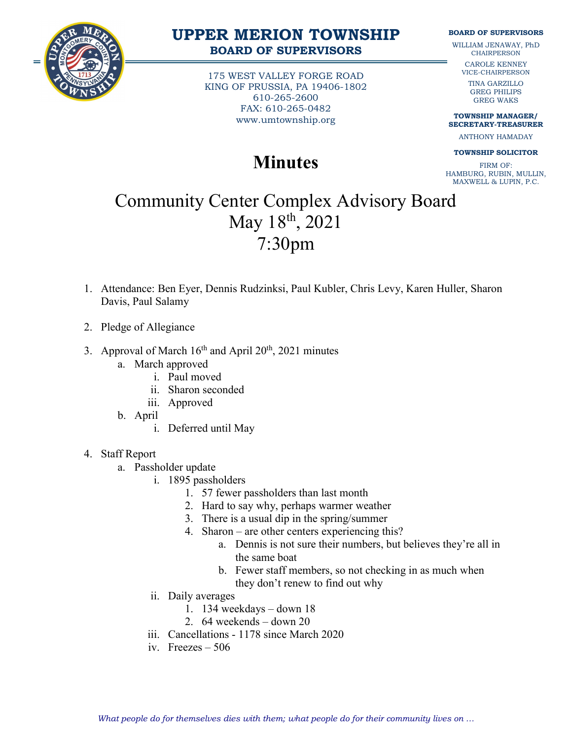# UPPER MERION TOWNSHIP
## BOARD OF SUPERVISORS

175 WEST VALLEY FORGE ROAD
KING OF PRUSSIA, PA 19406-1802
610-265-2600
FAX: 610-265-0482
www.umtownship.org

**BOARD OF SUPERVISORS**

WILLIAM JENAWAY, PhD
CHAIRPERSON

CAROLE KENNEY
VICE-CHAIRPERSON

TINA GARZILLO
GREG PHILIPS
GREG WAKS

**TOWNSHIP MANAGER/ SECRETARY-TREASURER**

ANTHONY HAMADAY

**TOWNSHIP SOLICITOR**

FIRM OF:
HAMBURG, RUBIN, MULLIN, MAXWELL & LUPIN, P.C.

# Minutes

## Community Center Complex Advisory Board
## May 18th, 2021
## 7:30pm

1. Attendance: Ben Eyer, Dennis Rudzinksi, Paul Kubler, Chris Levy, Karen Huller, Sharon Davis, Paul Salamy
2. Pledge of Allegiance
3. Approval of March 16th and April 20th, 2021 minutes
   a. March approved
      i. Paul moved
      ii. Sharon seconded
      iii. Approved
   b. April
      i. Deferred until May
4. Staff Report
   a. Passholder update
      i. 1895 passholders
         1. 57 fewer passholders than last month
         2. Hard to say why, perhaps warmer weather
         3. There is a usual dip in the spring/summer
         4. Sharon – are other centers experiencing this?
            a. Dennis is not sure their numbers, but believes they're all in the same boat
            b. Fewer staff members, so not checking in as much when they don't renew to find out why
      ii. Daily averages
         1. 134 weekdays – down 18
         2. 64 weekends – down 20
      iii. Cancellations - 1178 since March 2020
      iv. Freezes – 506

*What people do for themselves dies with them; what people do for their community lives on …*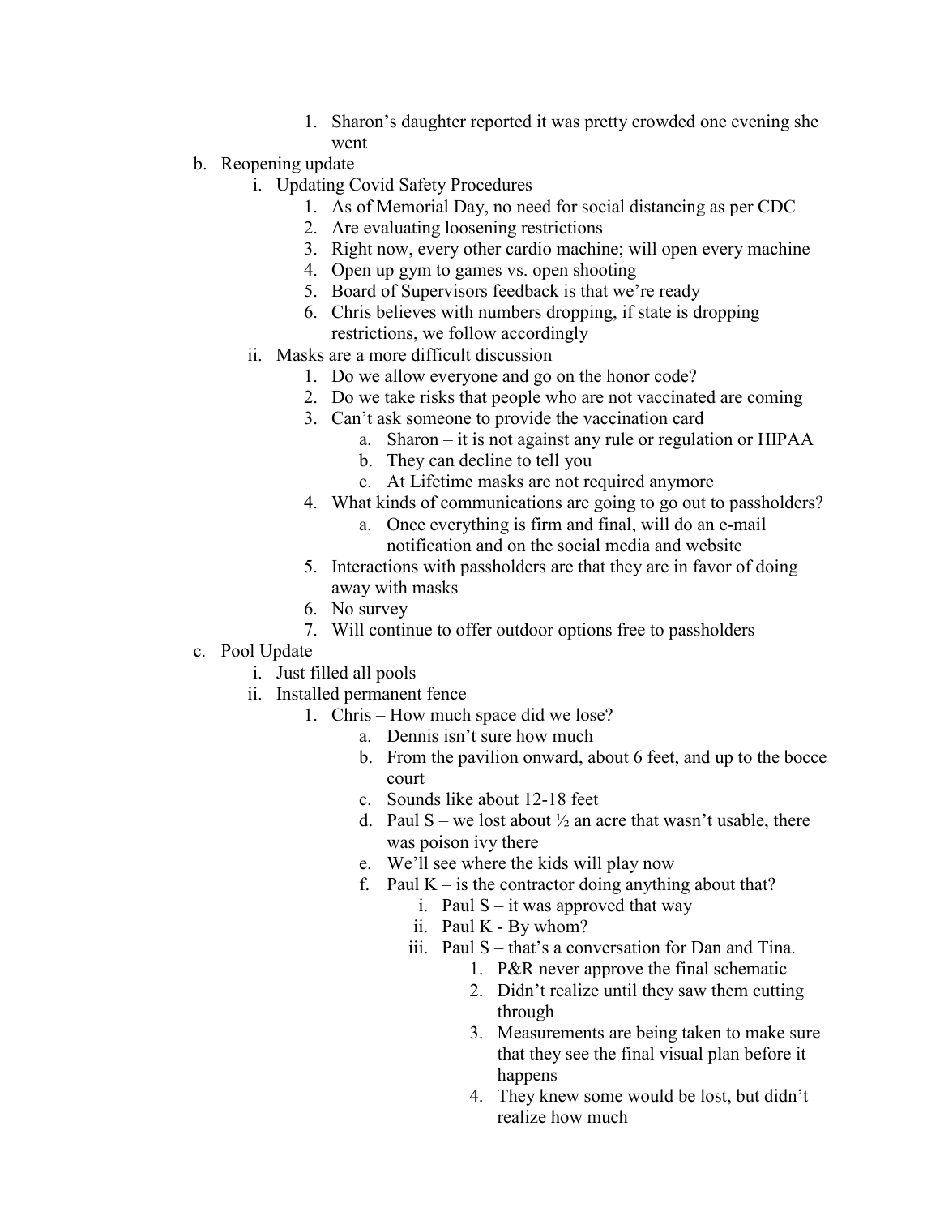1. Sharon's daughter reported it was pretty crowded one evening she went

- b. Reopening update
    - i. Updating Covid Safety Procedures
        1. As of Memorial Day, no need for social distancing as per CDC
        2. Are evaluating loosening restrictions
        3. Right now, every other cardio machine; will open every machine
        4. Open up gym to games vs. open shooting
        5. Board of Supervisors feedback is that we're ready
        6. Chris believes with numbers dropping, if state is dropping restrictions, we follow accordingly
    - ii. Masks are a more difficult discussion
        1. Do we allow everyone and go on the honor code?
        2. Do we take risks that people who are not vaccinated are coming
        3. Can't ask someone to provide the vaccination card
            - a. Sharon – it is not against any rule or regulation or HIPAA
            - b. They can decline to tell you
            - c. At Lifetime masks are not required anymore
        4. What kinds of communications are going to go out to passholders?
            - a. Once everything is firm and final, will do an e-mail notification and on the social media and website
        5. Interactions with passholders are that they are in favor of doing away with masks
        6. No survey
        7. Will continue to offer outdoor options free to passholders
- c. Pool Update
    - i. Just filled all pools
    - ii. Installed permanent fence
        1. Chris – How much space did we lose?
            - a. Dennis isn't sure how much
            - b. From the pavilion onward, about 6 feet, and up to the bocce court
            - c. Sounds like about 12-18 feet
            - d. Paul S – we lost about ½ an acre that wasn't usable, there was poison ivy there
            - e. We'll see where the kids will play now
            - f. Paul K – is the contractor doing anything about that?
                - i. Paul S – it was approved that way
                - ii. Paul K - By whom?
                - iii. Paul S – that's a conversation for Dan and Tina.
                    1. P&R never approve the final schematic
                    2. Didn't realize until they saw them cutting through
                    3. Measurements are being taken to make sure that they see the final visual plan before it happens
                    4. They knew some would be lost, but didn't realize how much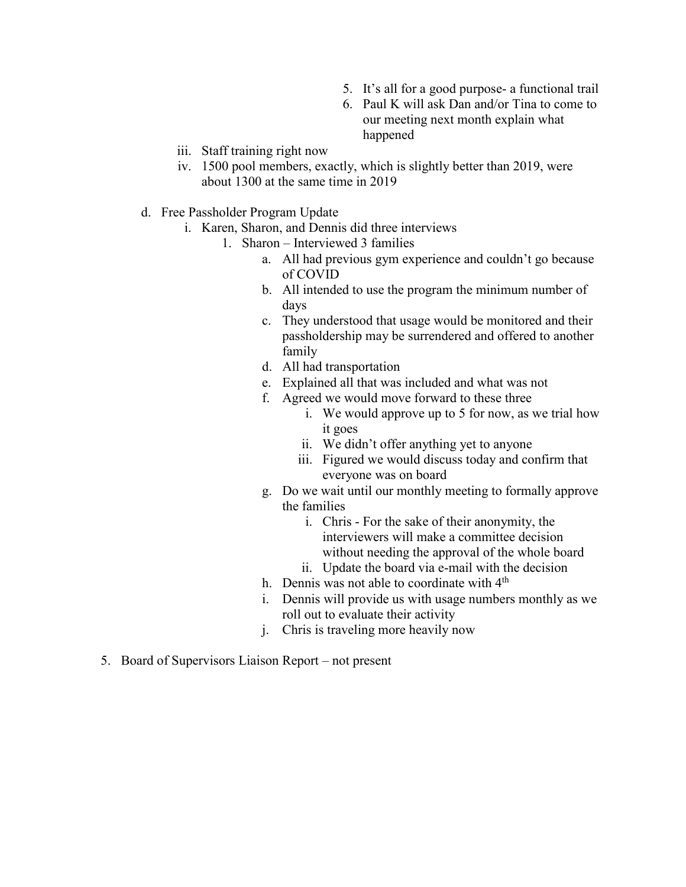5. It's all for a good purpose- a functional trail
6. Paul K will ask Dan and/or Tina to come to our meeting next month explain what happened

iii. Staff training right now
iv. 1500 pool members, exactly, which is slightly better than 2019, were about 1300 at the same time in 2019

d. Free Passholder Program Update
   i. Karen, Sharon, and Dennis did three interviews
      1. Sharon – Interviewed 3 families
         a. All had previous gym experience and couldn't go because of COVID
         b. All intended to use the program the minimum number of days
         c. They understood that usage would be monitored and their passholdership may be surrendered and offered to another family
         d. All had transportation
         e. Explained all that was included and what was not
         f. Agreed we would move forward to these three
            i. We would approve up to 5 for now, as we trial how it goes
            ii. We didn't offer anything yet to anyone
            iii. Figured we would discuss today and confirm that everyone was on board
         g. Do we wait until our monthly meeting to formally approve the families
            i. Chris - For the sake of their anonymity, the interviewers will make a committee decision without needing the approval of the whole board
            ii. Update the board via e-mail with the decision
         h. Dennis was not able to coordinate with 4th
         i. Dennis will provide us with usage numbers monthly as we roll out to evaluate their activity
         j. Chris is traveling more heavily now

5. Board of Supervisors Liaison Report – not present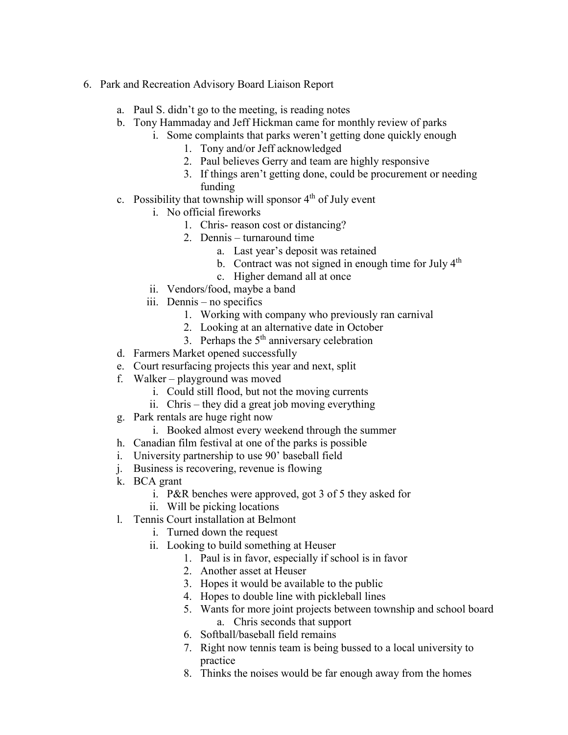6. Park and Recreation Advisory Board Liaison Report
    a. Paul S. didn't go to the meeting, is reading notes
    b. Tony Hammaday and Jeff Hickman came for monthly review of parks
        i. Some complaints that parks weren't getting done quickly enough
            1. Tony and/or Jeff acknowledged
            2. Paul believes Gerry and team are highly responsive
            3. If things aren't getting done, could be procurement or needing funding
    c. Possibility that township will sponsor 4th of July event
        i. No official fireworks
            1. Chris- reason cost or distancing?
            2. Dennis – turnaround time
                a. Last year's deposit was retained
                b. Contract was not signed in enough time for July 4th
                c. Higher demand all at once
        ii. Vendors/food, maybe a band
        iii. Dennis – no specifics
            1. Working with company who previously ran carnival
            2. Looking at an alternative date in October
            3. Perhaps the 5th anniversary celebration
    d. Farmers Market opened successfully
    e. Court resurfacing projects this year and next, split
    f. Walker – playground was moved
        i. Could still flood, but not the moving currents
        ii. Chris – they did a great job moving everything
    g. Park rentals are huge right now
        i. Booked almost every weekend through the summer
    h. Canadian film festival at one of the parks is possible
    i. University partnership to use 90' baseball field
    j. Business is recovering, revenue is flowing
    k. BCA grant
        i. P&R benches were approved, got 3 of 5 they asked for
        ii. Will be picking locations
    l. Tennis Court installation at Belmont
        i. Turned down the request
        ii. Looking to build something at Heuser
            1. Paul is in favor, especially if school is in favor
            2. Another asset at Heuser
            3. Hopes it would be available to the public
            4. Hopes to double line with pickleball lines
            5. Wants for more joint projects between township and school board
                a. Chris seconds that support
            6. Softball/baseball field remains
            7. Right now tennis team is being bussed to a local university to practice
            8. Thinks the noises would be far enough away from the homes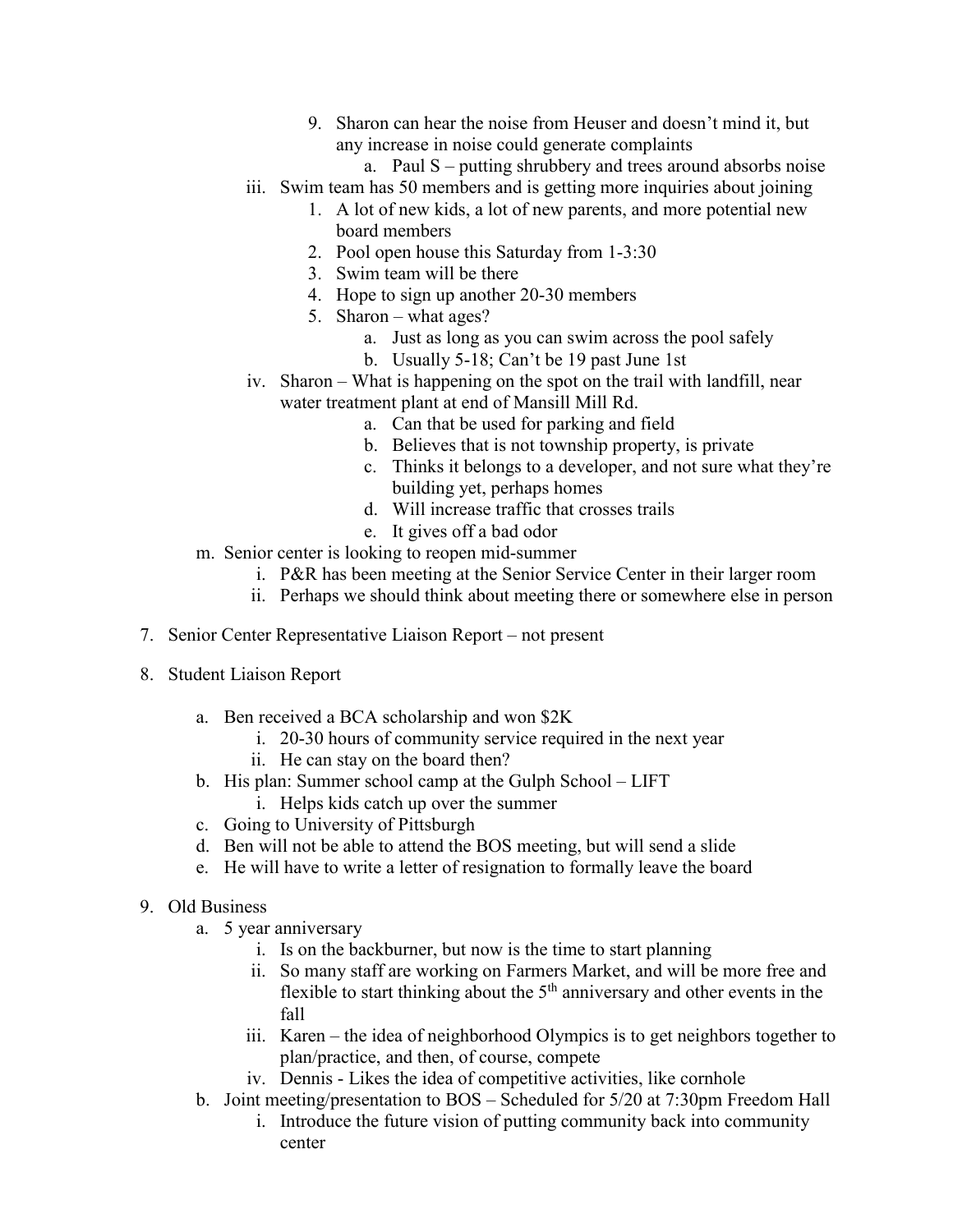9. Sharon can hear the noise from Heuser and doesn't mind it, but any increase in noise could generate complaints
    a. Paul S – putting shrubbery and trees around absorbs noise

iii. Swim team has 50 members and is getting more inquiries about joining
    1. A lot of new kids, a lot of new parents, and more potential new board members
    2. Pool open house this Saturday from 1-3:30
    3. Swim team will be there
    4. Hope to sign up another 20-30 members
    5. Sharon – what ages?
        a. Just as long as you can swim across the pool safely
        b. Usually 5-18; Can't be 19 past June 1st

iv. Sharon – What is happening on the spot on the trail with landfill, near water treatment plant at end of Mansill Mill Rd.
    a. Can that be used for parking and field
    b. Believes that is not township property, is private
    c. Thinks it belongs to a developer, and not sure what they're building yet, perhaps homes
    d. Will increase traffic that crosses trails
    e. It gives off a bad odor

m. Senior center is looking to reopen mid-summer
    i. P&R has been meeting at the Senior Service Center in their larger room
    ii. Perhaps we should think about meeting there or somewhere else in person

7. Senior Center Representative Liaison Report – not present

8. Student Liaison Report
    a. Ben received a BCA scholarship and won $2K
        i. 20-30 hours of community service required in the next year
        ii. He can stay on the board then?
    b. His plan: Summer school camp at the Gulph School – LIFT
        i. Helps kids catch up over the summer
    c. Going to University of Pittsburgh
    d. Ben will not be able to attend the BOS meeting, but will send a slide
    e. He will have to write a letter of resignation to formally leave the board

9. Old Business
    a. 5 year anniversary
        i. Is on the backburner, but now is the time to start planning
        ii. So many staff are working on Farmers Market, and will be more free and flexible to start thinking about the 5th anniversary and other events in the fall
        iii. Karen – the idea of neighborhood Olympics is to get neighbors together to plan/practice, and then, of course, compete
        iv. Dennis - Likes the idea of competitive activities, like cornhole
    b. Joint meeting/presentation to BOS – Scheduled for 5/20 at 7:30pm Freedom Hall
        i. Introduce the future vision of putting community back into community center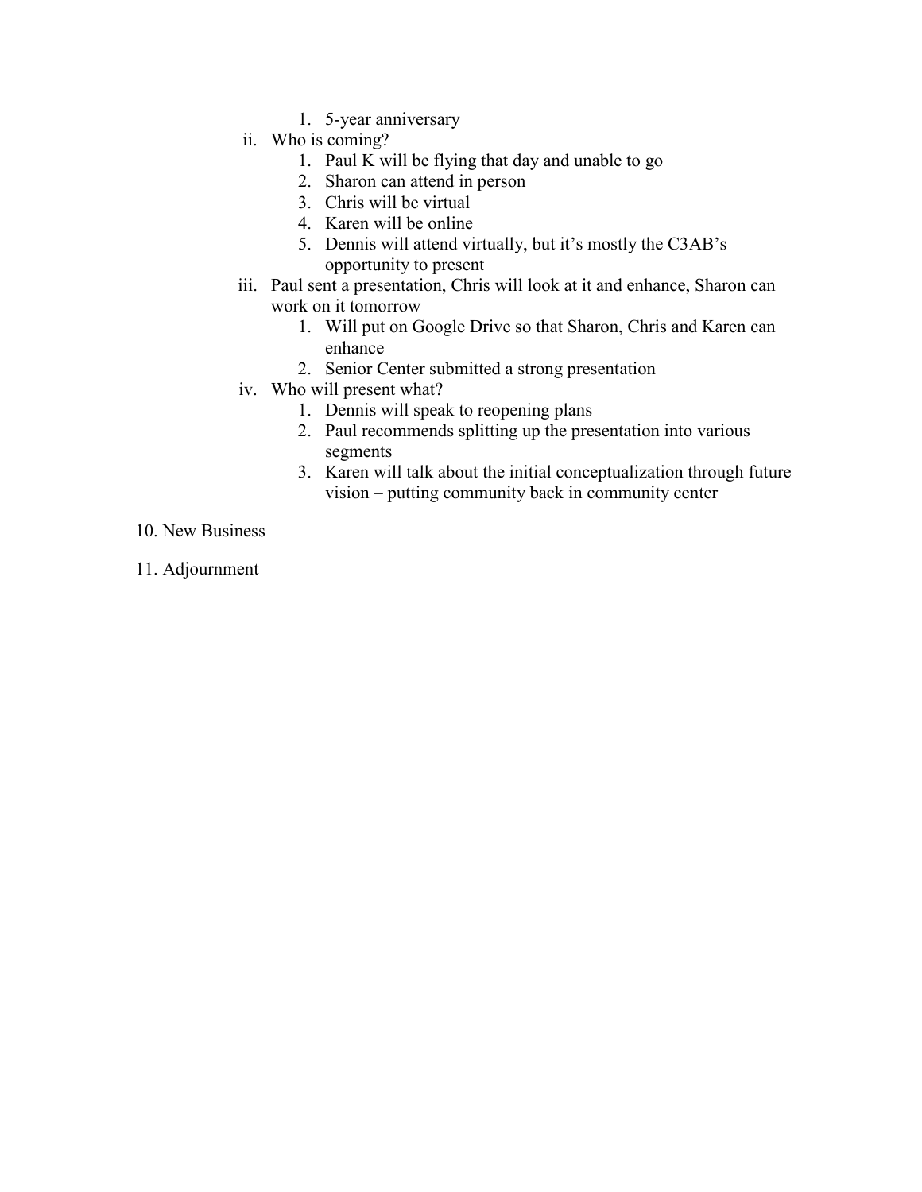1. 5-year anniversary

ii. Who is coming?
   1. Paul K will be flying that day and unable to go
   2. Sharon can attend in person
   3. Chris will be virtual
   4. Karen will be online
   5. Dennis will attend virtually, but it's mostly the C3AB's opportunity to present

iii. Paul sent a presentation, Chris will look at it and enhance, Sharon can work on it tomorrow
   1. Will put on Google Drive so that Sharon, Chris and Karen can enhance
   2. Senior Center submitted a strong presentation

iv. Who will present what?
   1. Dennis will speak to reopening plans
   2. Paul recommends splitting up the presentation into various segments
   3. Karen will talk about the initial conceptualization through future vision – putting community back in community center

10. New Business

11. Adjournment